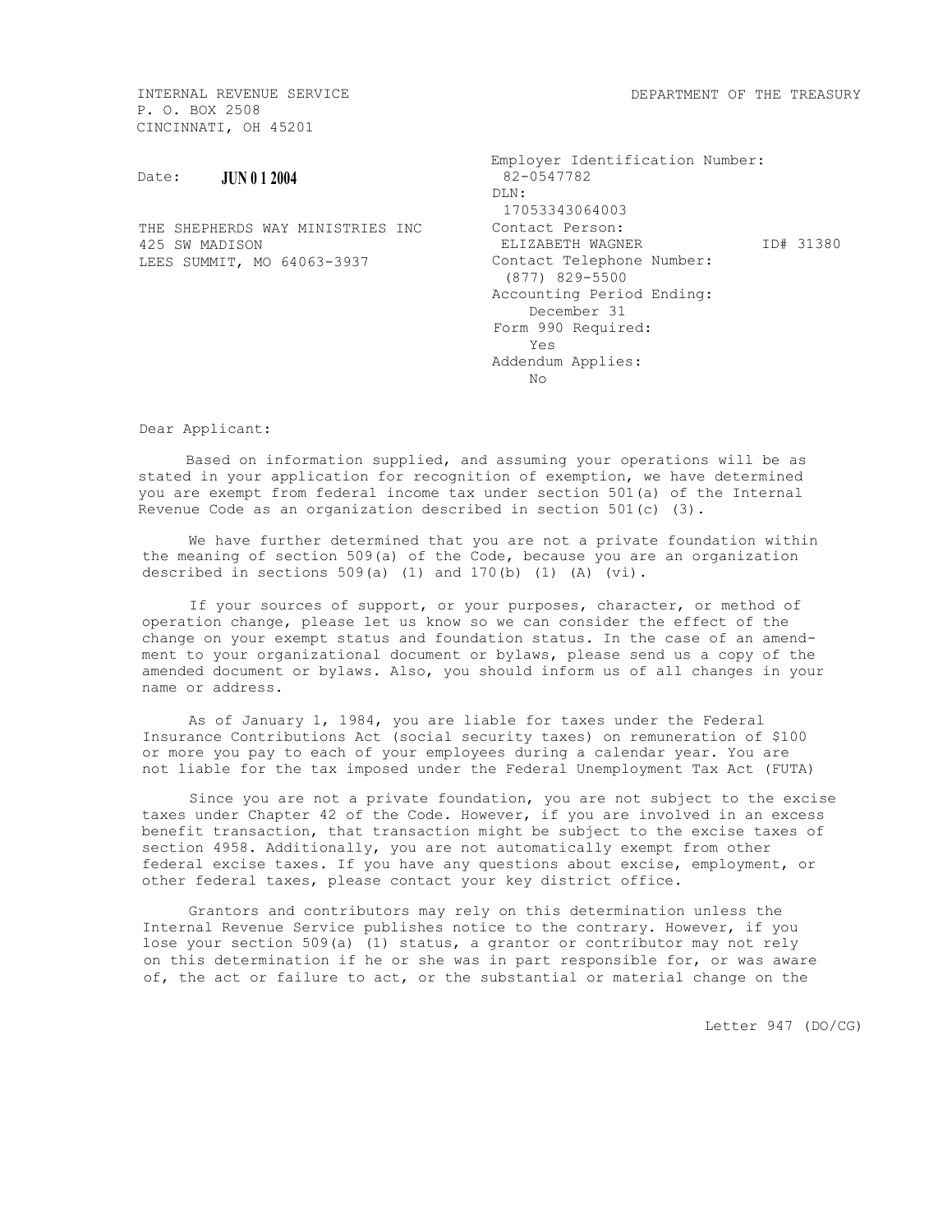INTERNAL REVENUE SERVICE
P. O. BOX 2508
CINCINNATI, OH 45201

DEPARTMENT OF THE TREASURY

Date: **JUN 0 1 2004**

THE SHEPHERDS WAY MINISTRIES INC
425 SW MADISON
LEES SUMMIT, MO 64063-3937

Employer Identification Number:
82-0547782
DLN:
17053343064003
Contact Person:
ELIZABETH WAGNER ID# 31380
Contact Telephone Number:
(877) 829-5500
Accounting Period Ending:
December 31
Form 990 Required:
Yes
Addendum Applies:
No

Dear Applicant:

Based on information supplied, and assuming your operations will be as stated in your application for recognition of exemption, we have determined you are exempt from federal income tax under section 501(a) of the Internal Revenue Code as an organization described in section 501(c) (3).

We have further determined that you are not a private foundation within the meaning of section 509(a) of the Code, because you are an organization described in sections 509(a) (1) and 170(b) (1) (A) (vi).

If your sources of support, or your purposes, character, or method of operation change, please let us know so we can consider the effect of the change on your exempt status and foundation status. In the case of an amendment to your organizational document or bylaws, please send us a copy of the amended document or bylaws. Also, you should inform us of all changes in your name or address.

As of January 1, 1984, you are liable for taxes under the Federal Insurance Contributions Act (social security taxes) on remuneration of $100 or more you pay to each of your employees during a calendar year. You are not liable for the tax imposed under the Federal Unemployment Tax Act (FUTA)

Since you are not a private foundation, you are not subject to the excise taxes under Chapter 42 of the Code. However, if you are involved in an excess benefit transaction, that transaction might be subject to the excise taxes of section 4958. Additionally, you are not automatically exempt from other federal excise taxes. If you have any questions about excise, employment, or other federal taxes, please contact your key district office.

Grantors and contributors may rely on this determination unless the Internal Revenue Service publishes notice to the contrary. However, if you lose your section 509(a) (1) status, a grantor or contributor may not rely on this determination if he or she was in part responsible for, or was aware of, the act or failure to act, or the substantial or material change on the

Letter 947 (DO/CG)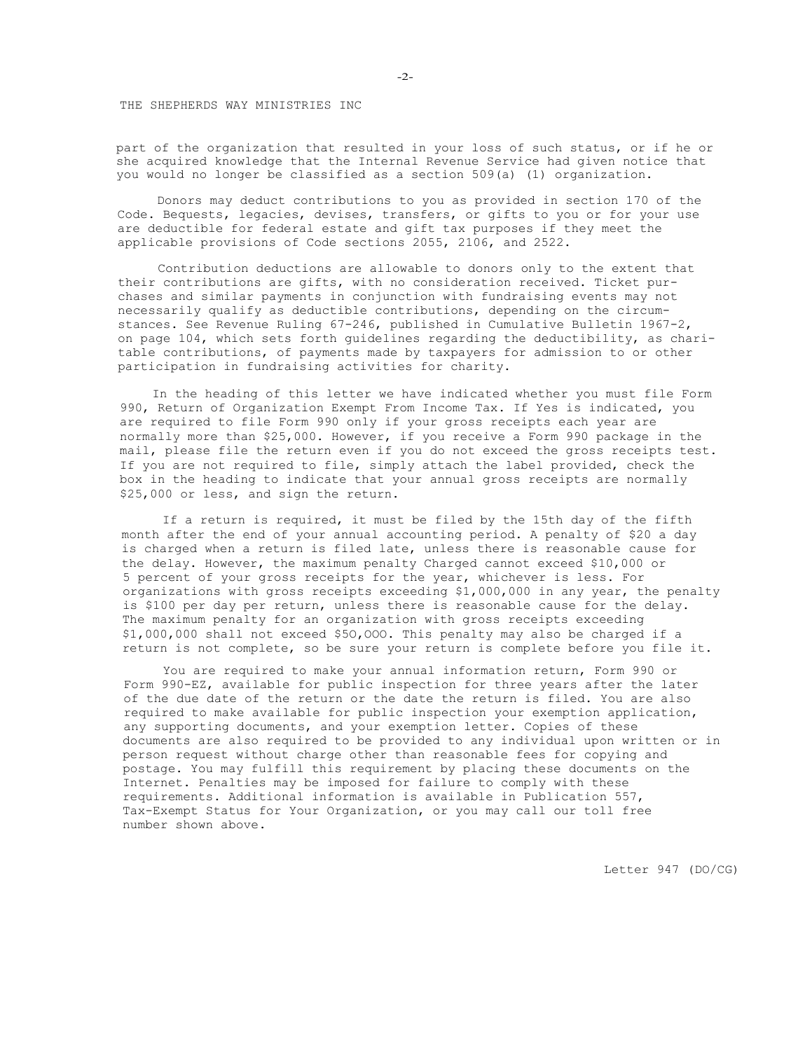THE SHEPHERDS WAY MINISTRIES INC

part of the organization that resulted in your loss of such status, or if he or she acquired knowledge that the Internal Revenue Service had given notice that you would no longer be classified as a section 509(a) (1) organization.

Donors may deduct contributions to you as provided in section 170 of the Code. Bequests, legacies, devises, transfers, or gifts to you or for your use are deductible for federal estate and gift tax purposes if they meet the applicable provisions of Code sections 2055, 2106, and 2522.

Contribution deductions are allowable to donors only to the extent that their contributions are gifts, with no consideration received. Ticket purchases and similar payments in conjunction with fundraising events may not necessarily qualify as deductible contributions, depending on the circumstances. See Revenue Ruling 67-246, published in Cumulative Bulletin 1967-2, on page 104, which sets forth guidelines regarding the deductibility, as charitable contributions, of payments made by taxpayers for admission to or other participation in fundraising activities for charity.

In the heading of this letter we have indicated whether you must file Form 990, Return of Organization Exempt From Income Tax. If Yes is indicated, you are required to file Form 990 only if your gross receipts each year are normally more than $25,000. However, if you receive a Form 990 package in the mail, please file the return even if you do not exceed the gross receipts test. If you are not required to file, simply attach the label provided, check the box in the heading to indicate that your annual gross receipts are normally $25,000 or less, and sign the return.

If a return is required, it must be filed by the 15th day of the fifth month after the end of your annual accounting period. A penalty of $20 a day is charged when a return is filed late, unless there is reasonable cause for the delay. However, the maximum penalty Charged cannot exceed $10,000 or 5 percent of your gross receipts for the year, whichever is less. For organizations with gross receipts exceeding $1,000,000 in any year, the penalty is $100 per day per return, unless there is reasonable cause for the delay. The maximum penalty for an organization with gross receipts exceeding $1,000,000 shall not exceed $5O,OOO. This penalty may also be charged if a return is not complete, so be sure your return is complete before you file it.

You are required to make your annual information return, Form 990 or Form 990-EZ, available for public inspection for three years after the later of the due date of the return or the date the return is filed. You are also required to make available for public inspection your exemption application, any supporting documents, and your exemption letter. Copies of these documents are also required to be provided to any individual upon written or in person request without charge other than reasonable fees for copying and postage. You may fulfill this requirement by placing these documents on the Internet. Penalties may be imposed for failure to comply with these requirements. Additional information is available in Publication 557, Tax-Exempt Status for Your Organization, or you may call our toll free number shown above.

Letter 947 (DO/CG)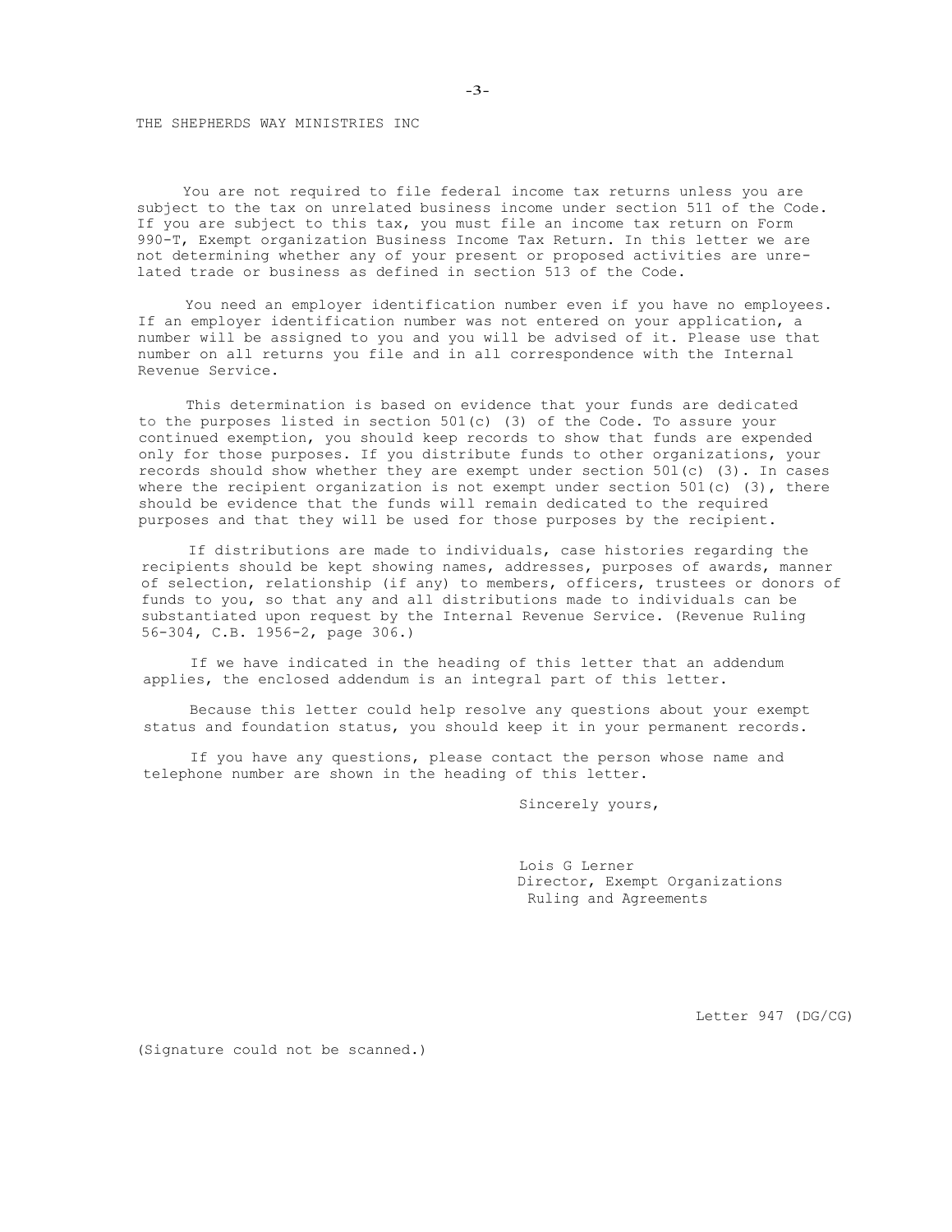THE SHEPHERDS WAY MINISTRIES INC

You are not required to file federal income tax returns unless you are subject to the tax on unrelated business income under section 511 of the Code. If you are subject to this tax, you must file an income tax return on Form 990-T, Exempt organization Business Income Tax Return. In this letter we are not determining whether any of your present or proposed activities are unrelated trade or business as defined in section 513 of the Code.

You need an employer identification number even if you have no employees. If an employer identification number was not entered on your application, a number will be assigned to you and you will be advised of it. Please use that number on all returns you file and in all correspondence with the Internal Revenue Service.

This determination is based on evidence that your funds are dedicated to the purposes listed in section 501(c) (3) of the Code. To assure your continued exemption, you should keep records to show that funds are expended only for those purposes. If you distribute funds to other organizations, your records should show whether they are exempt under section 501(c) (3). In cases where the recipient organization is not exempt under section 501(c) (3), there should be evidence that the funds will remain dedicated to the required purposes and that they will be used for those purposes by the recipient.

If distributions are made to individuals, case histories regarding the recipients should be kept showing names, addresses, purposes of awards, manner of selection, relationship (if any) to members, officers, trustees or donors of funds to you, so that any and all distributions made to individuals can be substantiated upon request by the Internal Revenue Service. (Revenue Ruling 56-304, C.B. 1956-2, page 306.)

If we have indicated in the heading of this letter that an addendum applies, the enclosed addendum is an integral part of this letter.

Because this letter could help resolve any questions about your exempt status and foundation status, you should keep it in your permanent records.

If you have any questions, please contact the person whose name and telephone number are shown in the heading of this letter.

Sincerely yours,

Lois G Lerner
Director, Exempt Organizations
Ruling and Agreements

Letter 947 (DG/CG)

(Signature could not be scanned.)